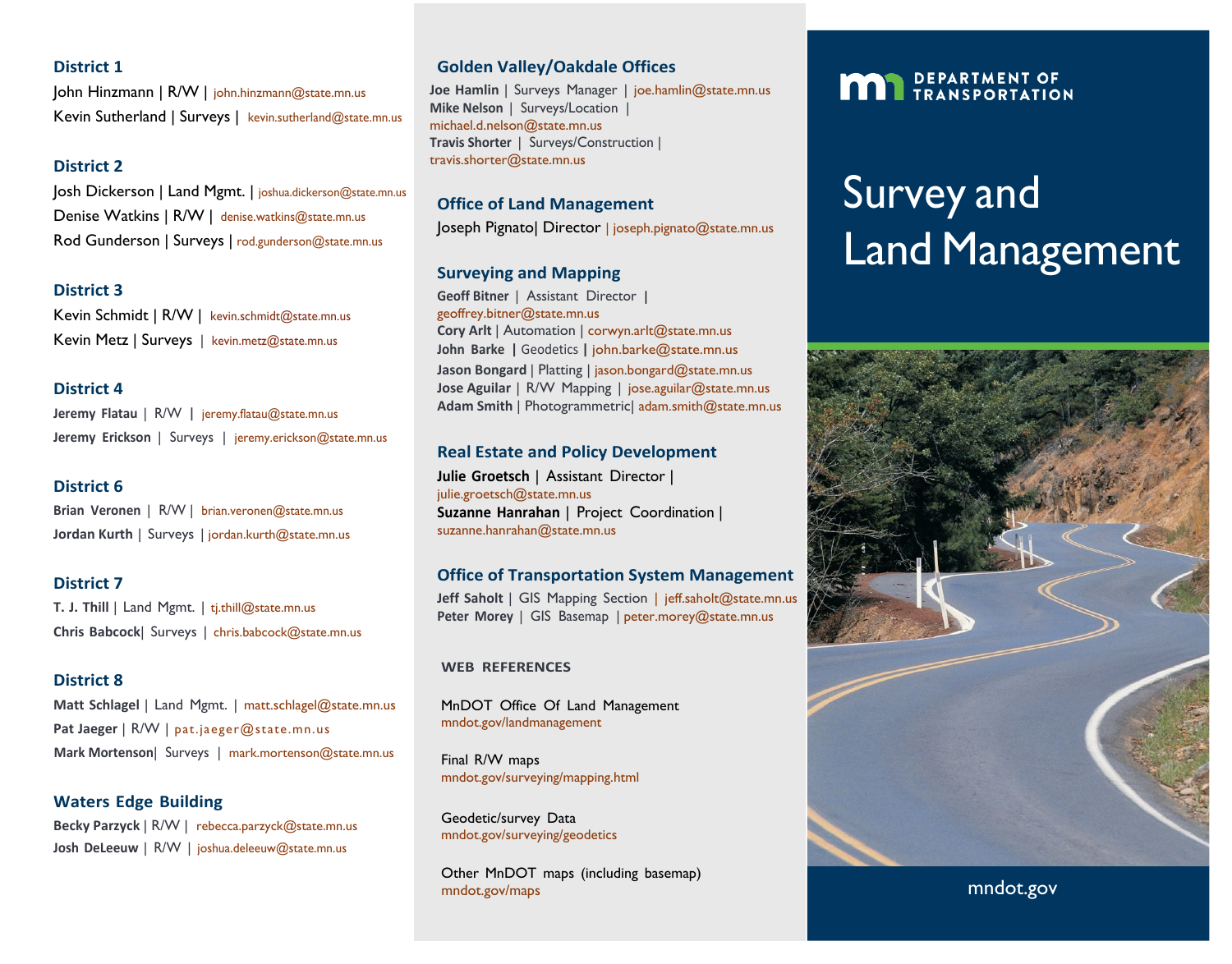## District 1

John Hinzmann | R/W | john.hinzmann@state.mn.us
Kevin Sutherland | Surveys | kevin.sutherland@state.mn.us

## District 2

Josh Dickerson | Land Mgmt. | joshua.dickerson@state.mn.us
Denise Watkins | R/W | denise.watkins@state.mn.us
Rod Gunderson | Surveys | rod.gunderson@state.mn.us

## District 3

Kevin Schmidt | R/W | kevin.schmidt@state.mn.us
Kevin Metz | Surveys | kevin.metz@state.mn.us

## District 4

**Jeremy Flatau** | R/W | jeremy.flatau@state.mn.us
**Jeremy Erickson** | Surveys | jeremy.erickson@state.mn.us

## District 6

**Brian Veronen** | R/W | brian.veronen@state.mn.us
**Jordan Kurth** | Surveys | jordan.kurth@state.mn.us

## District 7

**T. J. Thill** | Land Mgmt. | tj.thill@state.mn.us
**Chris Babcock**| Surveys | chris.babcock@state.mn.us

## District 8

**Matt Schlagel** | Land Mgmt. | matt.schlagel@state.mn.us
**Pat Jaeger** | R/W | pat.jaeger@state.mn.us
**Mark Mortenson**| Surveys | mark.mortenson@state.mn.us

## Waters Edge Building

**Becky Parzyck** | R/W | rebecca.parzyck@state.mn.us
**Josh DeLeeuw** | R/W | joshua.deleeuw@state.mn.us

## Golden Valley/Oakdale Offices

**Joe Hamlin** | Surveys Manager | joe.hamlin@state.mn.us
**Mike Nelson** | Surveys/Location | michael.d.nelson@state.mn.us
**Travis Shorter** | Surveys/Construction | travis.shorter@state.mn.us

## Office of Land Management

Joseph Pignato| Director | joseph.pignato@state.mn.us

## Surveying and Mapping

**Geoff Bitner** | Assistant Director | geoffrey.bitner@state.mn.us
**Cory Arlt** | Automation | corwyn.arlt@state.mn.us
**John Barke** | Geodetics | john.barke@state.mn.us
**Jason Bongard** | Platting | jason.bongard@state.mn.us
**Jose Aguilar** | R/W Mapping | jose.aguilar@state.mn.us
**Adam Smith** | Photogrammetric| adam.smith@state.mn.us

## Real Estate and Policy Development

**Julie Groetsch** | Assistant Director | julie.groetsch@state.mn.us
**Suzanne Hanrahan** | Project Coordination | suzanne.hanrahan@state.mn.us

## Office of Transportation System Management

**Jeff Saholt** | GIS Mapping Section | jeff.saholt@state.mn.us
**Peter Morey** | GIS Basemap | peter.morey@state.mn.us

### WEB REFERENCES

MnDOT Office Of Land Management
mndot.gov/landmanagement

Final R/W maps
mndot.gov/surveying/mapping.html

Geodetic/survey Data
mndot.gov/surveying/geodetics

Other MnDOT maps (including basemap)
mndot.gov/maps

DEPARTMENT OF TRANSPORTATION

# Survey and Land Management

mndot.gov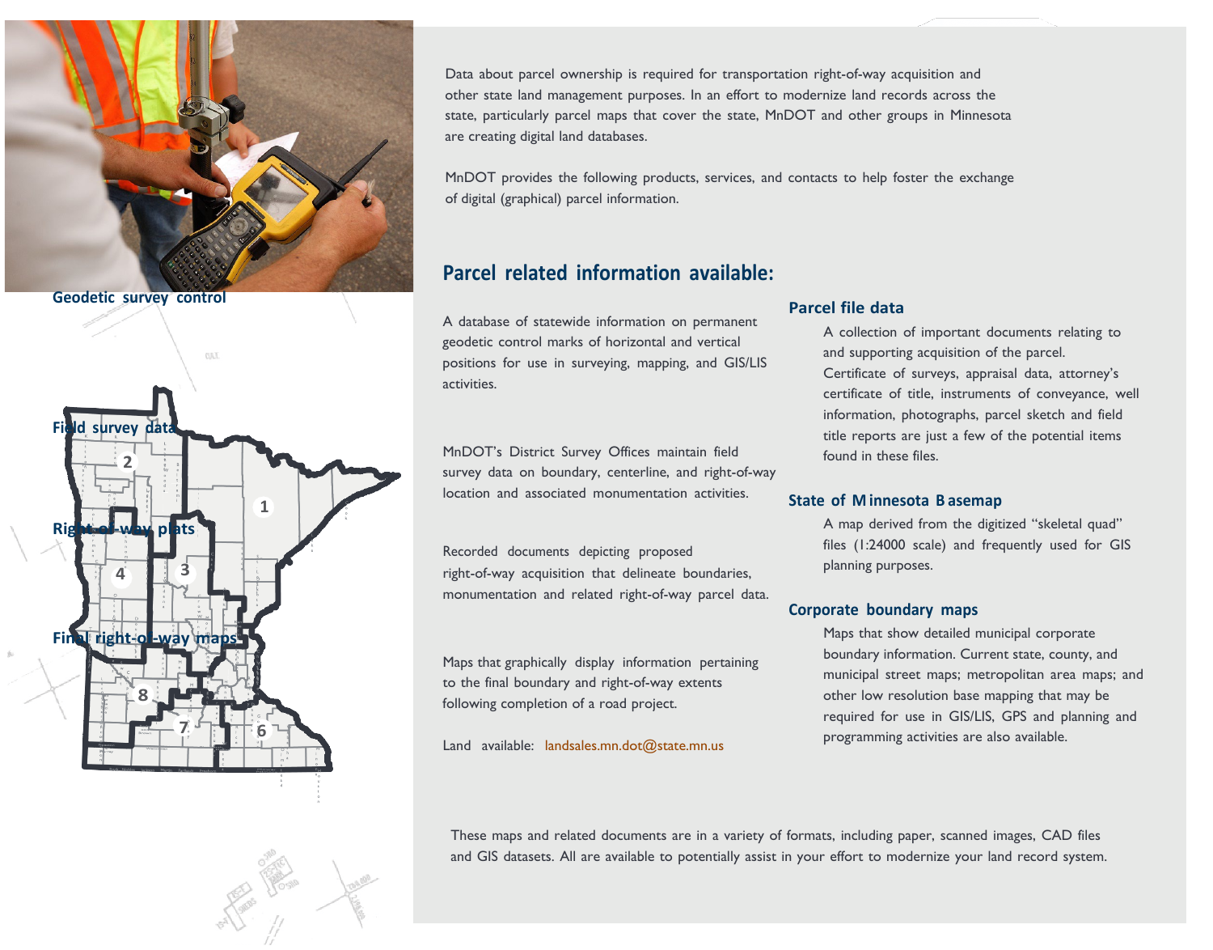Data about parcel ownership is required for transportation right-of-way acquisition and other state land management purposes. In an effort to modernize land records across the state, particularly parcel maps that cover the state, MnDOT and other groups in Minnesota are creating digital land databases.

MnDOT provides the following products, services, and contacts to help foster the exchange of digital (graphical) parcel information.

## Parcel related information available:

### Geodetic survey control

A database of statewide information on permanent geodetic control marks of horizontal and vertical positions for use in surveying, mapping, and GIS/LIS activities.

### Field survey data

MnDOT's District Survey Offices maintain field survey data on boundary, centerline, and right-of-way location and associated monumentation activities.

### Right-of-way plats

Recorded documents depicting proposed right-of-way acquisition that delineate boundaries, monumentation and related right-of-way parcel data.

### Final right-of-way maps

Maps that graphically display information pertaining to the final boundary and right-of-way extents following completion of a road project.

Land available: landsales.mn.dot@state.mn.us

### Parcel file data

A collection of important documents relating to and supporting acquisition of the parcel. Certificate of surveys, appraisal data, attorney's certificate of title, instruments of conveyance, well information, photographs, parcel sketch and field title reports are just a few of the potential items found in these files.

### State of Minnesota Basemap

A map derived from the digitized "skeletal quad" files (1:24000 scale) and frequently used for GIS planning purposes.

### Corporate boundary maps

Maps that show detailed municipal corporate boundary information. Current state, county, and municipal street maps; metropolitan area maps; and other low resolution base mapping that may be required for use in GIS/LIS, GPS and planning and programming activities are also available.

These maps and related documents are in a variety of formats, including paper, scanned images, CAD files and GIS datasets. All are available to potentially assist in your effort to modernize your land record system.